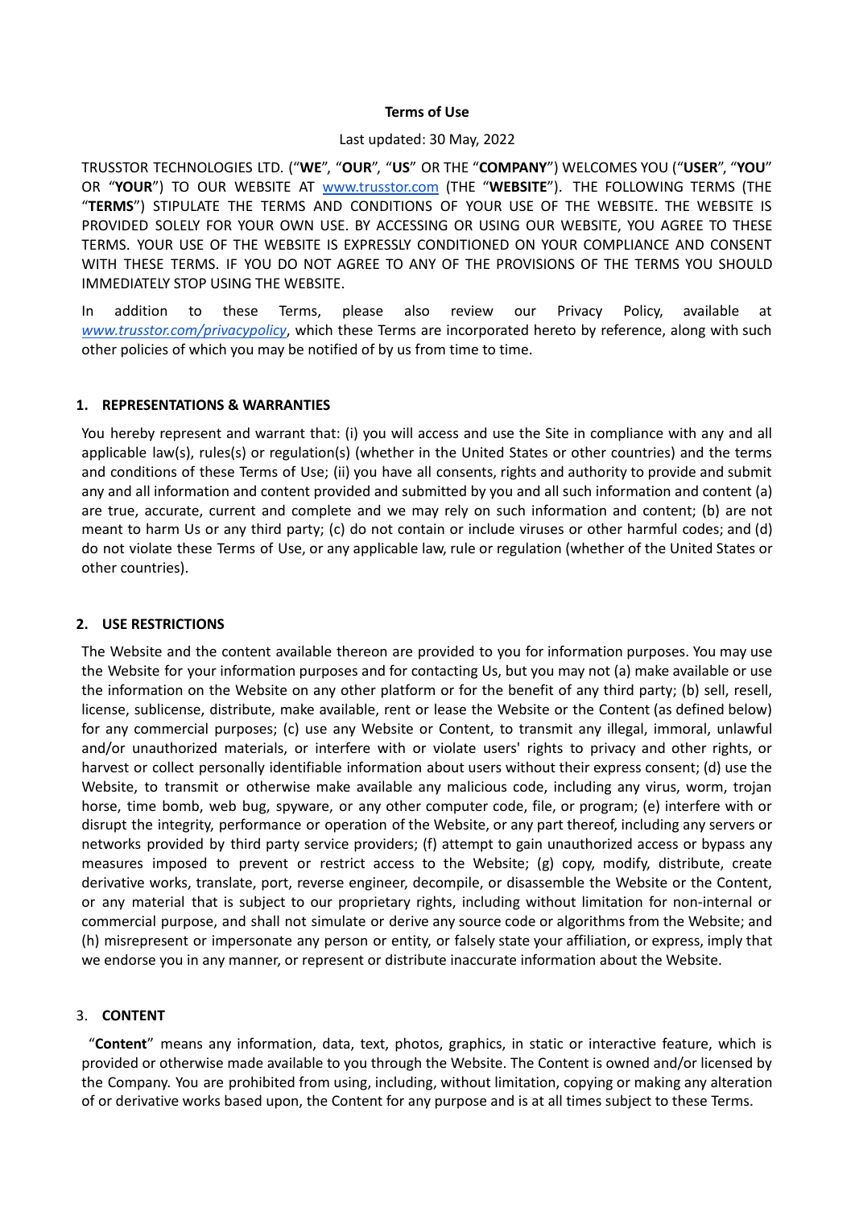**Terms of Use**

Last updated: 30 May, 2022

TRUSSTOR TECHNOLOGIES LTD. ("**WE**", "**OUR**", "**US**" OR THE "**COMPANY**") WELCOMES YOU ("**USER**", "**YOU**" OR "**YOUR**") TO OUR WEBSITE AT www.trusstor.com (THE "**WEBSITE**"). THE FOLLOWING TERMS (THE "**TERMS**") STIPULATE THE TERMS AND CONDITIONS OF YOUR USE OF THE WEBSITE. THE WEBSITE IS PROVIDED SOLELY FOR YOUR OWN USE. BY ACCESSING OR USING OUR WEBSITE, YOU AGREE TO THESE TERMS. YOUR USE OF THE WEBSITE IS EXPRESSLY CONDITIONED ON YOUR COMPLIANCE AND CONSENT WITH THESE TERMS. IF YOU DO NOT AGREE TO ANY OF THE PROVISIONS OF THE TERMS YOU SHOULD IMMEDIATELY STOP USING THE WEBSITE.

In addition to these Terms, please also review our Privacy Policy, available at *www.trusstor.com/privacypolicy*, which these Terms are incorporated hereto by reference, along with such other policies of which you may be notified of by us from time to time.

## 1. REPRESENTATIONS & WARRANTIES

You hereby represent and warrant that: (i) you will access and use the Site in compliance with any and all applicable law(s), rules(s) or regulation(s) (whether in the United States or other countries) and the terms and conditions of these Terms of Use; (ii) you have all consents, rights and authority to provide and submit any and all information and content provided and submitted by you and all such information and content (a) are true, accurate, current and complete and we may rely on such information and content; (b) are not meant to harm Us or any third party; (c) do not contain or include viruses or other harmful codes; and (d) do not violate these Terms of Use, or any applicable law, rule or regulation (whether of the United States or other countries).

## 2. USE RESTRICTIONS

The Website and the content available thereon are provided to you for information purposes. You may use the Website for your information purposes and for contacting Us, but you may not (a) make available or use the information on the Website on any other platform or for the benefit of any third party; (b) sell, resell, license, sublicense, distribute, make available, rent or lease the Website or the Content (as defined below) for any commercial purposes; (c) use any Website or Content, to transmit any illegal, immoral, unlawful and/or unauthorized materials, or interfere with or violate users' rights to privacy and other rights, or harvest or collect personally identifiable information about users without their express consent; (d) use the Website, to transmit or otherwise make available any malicious code, including any virus, worm, trojan horse, time bomb, web bug, spyware, or any other computer code, file, or program; (e) interfere with or disrupt the integrity, performance or operation of the Website, or any part thereof, including any servers or networks provided by third party service providers; (f) attempt to gain unauthorized access or bypass any measures imposed to prevent or restrict access to the Website; (g) copy, modify, distribute, create derivative works, translate, port, reverse engineer, decompile, or disassemble the Website or the Content, or any material that is subject to our proprietary rights, including without limitation for non-internal or commercial purpose, and shall not simulate or derive any source code or algorithms from the Website; and (h) misrepresent or impersonate any person or entity, or falsely state your affiliation, or express, imply that we endorse you in any manner, or represent or distribute inaccurate information about the Website.

## 3. CONTENT

"**Content**" means any information, data, text, photos, graphics, in static or interactive feature, which is provided or otherwise made available to you through the Website. The Content is owned and/or licensed by the Company. You are prohibited from using, including, without limitation, copying or making any alteration of or derivative works based upon, the Content for any purpose and is at all times subject to these Terms.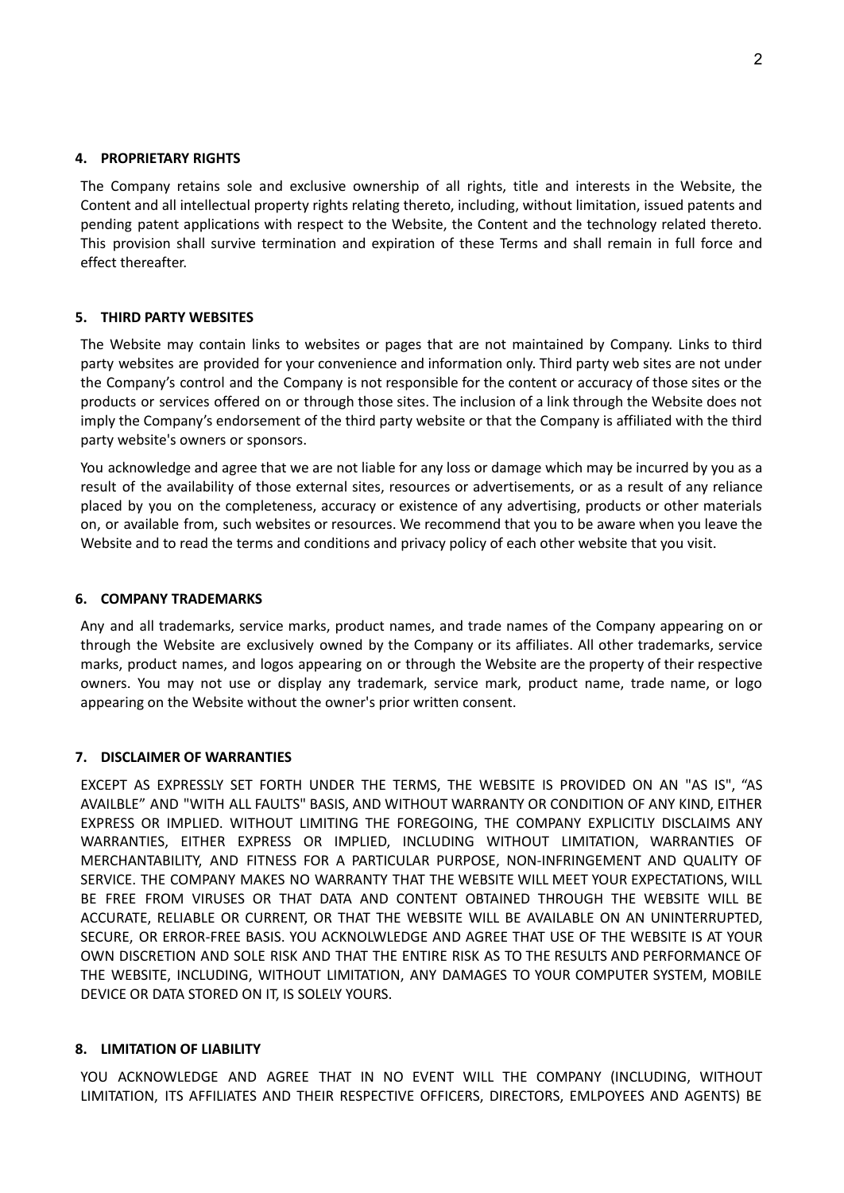#### 4. PROPRIETARY RIGHTS

The Company retains sole and exclusive ownership of all rights, title and interests in the Website, the Content and all intellectual property rights relating thereto, including, without limitation, issued patents and pending patent applications with respect to the Website, the Content and the technology related thereto. This provision shall survive termination and expiration of these Terms and shall remain in full force and effect thereafter.

#### 5. THIRD PARTY WEBSITES

The Website may contain links to websites or pages that are not maintained by Company. Links to third party websites are provided for your convenience and information only. Third party web sites are not under the Company's control and the Company is not responsible for the content or accuracy of those sites or the products or services offered on or through those sites. The inclusion of a link through the Website does not imply the Company's endorsement of the third party website or that the Company is affiliated with the third party website's owners or sponsors.

You acknowledge and agree that we are not liable for any loss or damage which may be incurred by you as a result of the availability of those external sites, resources or advertisements, or as a result of any reliance placed by you on the completeness, accuracy or existence of any advertising, products or other materials on, or available from, such websites or resources. We recommend that you to be aware when you leave the Website and to read the terms and conditions and privacy policy of each other website that you visit.

#### 6. COMPANY TRADEMARKS

Any and all trademarks, service marks, product names, and trade names of the Company appearing on or through the Website are exclusively owned by the Company or its affiliates. All other trademarks, service marks, product names, and logos appearing on or through the Website are the property of their respective owners. You may not use or display any trademark, service mark, product name, trade name, or logo appearing on the Website without the owner's prior written consent.

#### 7. DISCLAIMER OF WARRANTIES

EXCEPT AS EXPRESSLY SET FORTH UNDER THE TERMS, THE WEBSITE IS PROVIDED ON AN "AS IS", "AS AVAILBLE" AND "WITH ALL FAULTS" BASIS, AND WITHOUT WARRANTY OR CONDITION OF ANY KIND, EITHER EXPRESS OR IMPLIED. WITHOUT LIMITING THE FOREGOING, THE COMPANY EXPLICITLY DISCLAIMS ANY WARRANTIES, EITHER EXPRESS OR IMPLIED, INCLUDING WITHOUT LIMITATION, WARRANTIES OF MERCHANTABILITY, AND FITNESS FOR A PARTICULAR PURPOSE, NON-INFRINGEMENT AND QUALITY OF SERVICE. THE COMPANY MAKES NO WARRANTY THAT THE WEBSITE WILL MEET YOUR EXPECTATIONS, WILL BE FREE FROM VIRUSES OR THAT DATA AND CONTENT OBTAINED THROUGH THE WEBSITE WILL BE ACCURATE, RELIABLE OR CURRENT, OR THAT THE WEBSITE WILL BE AVAILABLE ON AN UNINTERRUPTED, SECURE, OR ERROR-FREE BASIS. YOU ACKNOLWLEDGE AND AGREE THAT USE OF THE WEBSITE IS AT YOUR OWN DISCRETION AND SOLE RISK AND THAT THE ENTIRE RISK AS TO THE RESULTS AND PERFORMANCE OF THE WEBSITE, INCLUDING, WITHOUT LIMITATION, ANY DAMAGES TO YOUR COMPUTER SYSTEM, MOBILE DEVICE OR DATA STORED ON IT, IS SOLELY YOURS.

#### 8. LIMITATION OF LIABILITY

YOU ACKNOWLEDGE AND AGREE THAT IN NO EVENT WILL THE COMPANY (INCLUDING, WITHOUT LIMITATION, ITS AFFILIATES AND THEIR RESPECTIVE OFFICERS, DIRECTORS, EMLPOYEES AND AGENTS) BE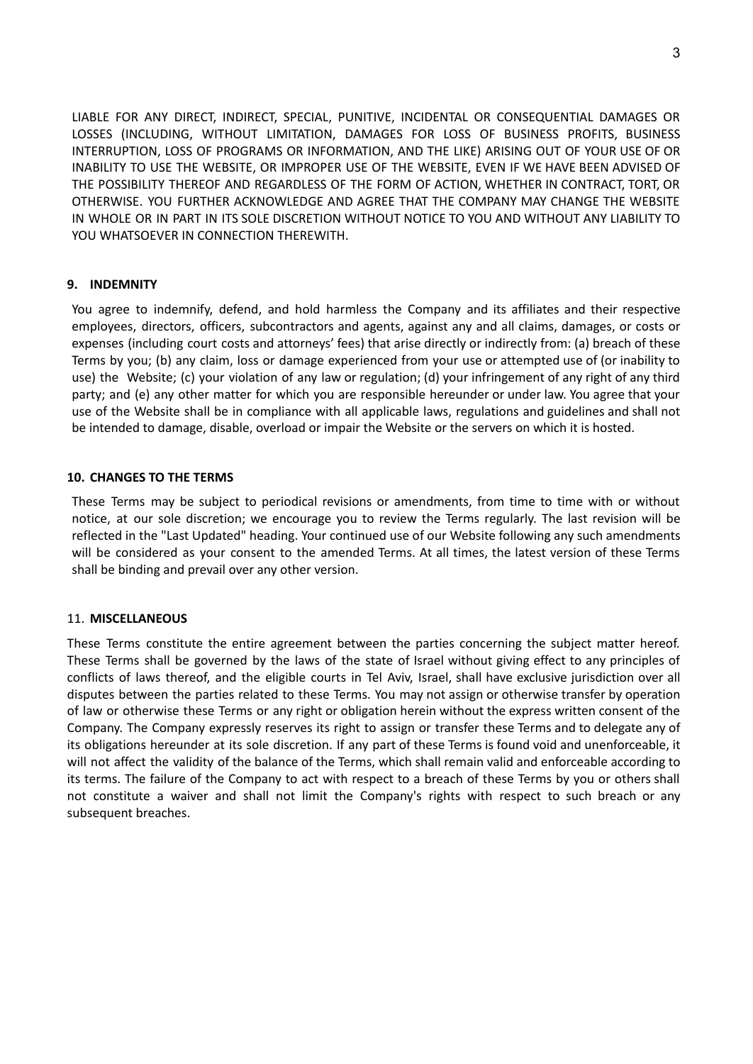LIABLE FOR ANY DIRECT, INDIRECT, SPECIAL, PUNITIVE, INCIDENTAL OR CONSEQUENTIAL DAMAGES OR LOSSES (INCLUDING, WITHOUT LIMITATION, DAMAGES FOR LOSS OF BUSINESS PROFITS, BUSINESS INTERRUPTION, LOSS OF PROGRAMS OR INFORMATION, AND THE LIKE) ARISING OUT OF YOUR USE OF OR INABILITY TO USE THE WEBSITE, OR IMPROPER USE OF THE WEBSITE, EVEN IF WE HAVE BEEN ADVISED OF THE POSSIBILITY THEREOF AND REGARDLESS OF THE FORM OF ACTION, WHETHER IN CONTRACT, TORT, OR OTHERWISE. YOU FURTHER ACKNOWLEDGE AND AGREE THAT THE COMPANY MAY CHANGE THE WEBSITE IN WHOLE OR IN PART IN ITS SOLE DISCRETION WITHOUT NOTICE TO YOU AND WITHOUT ANY LIABILITY TO YOU WHATSOEVER IN CONNECTION THEREWITH.

## 9. INDEMNITY

You agree to indemnify, defend, and hold harmless the Company and its affiliates and their respective employees, directors, officers, subcontractors and agents, against any and all claims, damages, or costs or expenses (including court costs and attorneys' fees) that arise directly or indirectly from: (a) breach of these Terms by you; (b) any claim, loss or damage experienced from your use or attempted use of (or inability to use) the Website; (c) your violation of any law or regulation; (d) your infringement of any right of any third party; and (e) any other matter for which you are responsible hereunder or under law. You agree that your use of the Website shall be in compliance with all applicable laws, regulations and guidelines and shall not be intended to damage, disable, overload or impair the Website or the servers on which it is hosted.

## 10. CHANGES TO THE TERMS

These Terms may be subject to periodical revisions or amendments, from time to time with or without notice, at our sole discretion; we encourage you to review the Terms regularly. The last revision will be reflected in the "Last Updated" heading. Your continued use of our Website following any such amendments will be considered as your consent to the amended Terms. At all times, the latest version of these Terms shall be binding and prevail over any other version.

## 11. MISCELLANEOUS

These Terms constitute the entire agreement between the parties concerning the subject matter hereof. These Terms shall be governed by the laws of the state of Israel without giving effect to any principles of conflicts of laws thereof, and the eligible courts in Tel Aviv, Israel, shall have exclusive jurisdiction over all disputes between the parties related to these Terms. You may not assign or otherwise transfer by operation of law or otherwise these Terms or any right or obligation herein without the express written consent of the Company. The Company expressly reserves its right to assign or transfer these Terms and to delegate any of its obligations hereunder at its sole discretion. If any part of these Terms is found void and unenforceable, it will not affect the validity of the balance of the Terms, which shall remain valid and enforceable according to its terms. The failure of the Company to act with respect to a breach of these Terms by you or others shall not constitute a waiver and shall not limit the Company's rights with respect to such breach or any subsequent breaches.